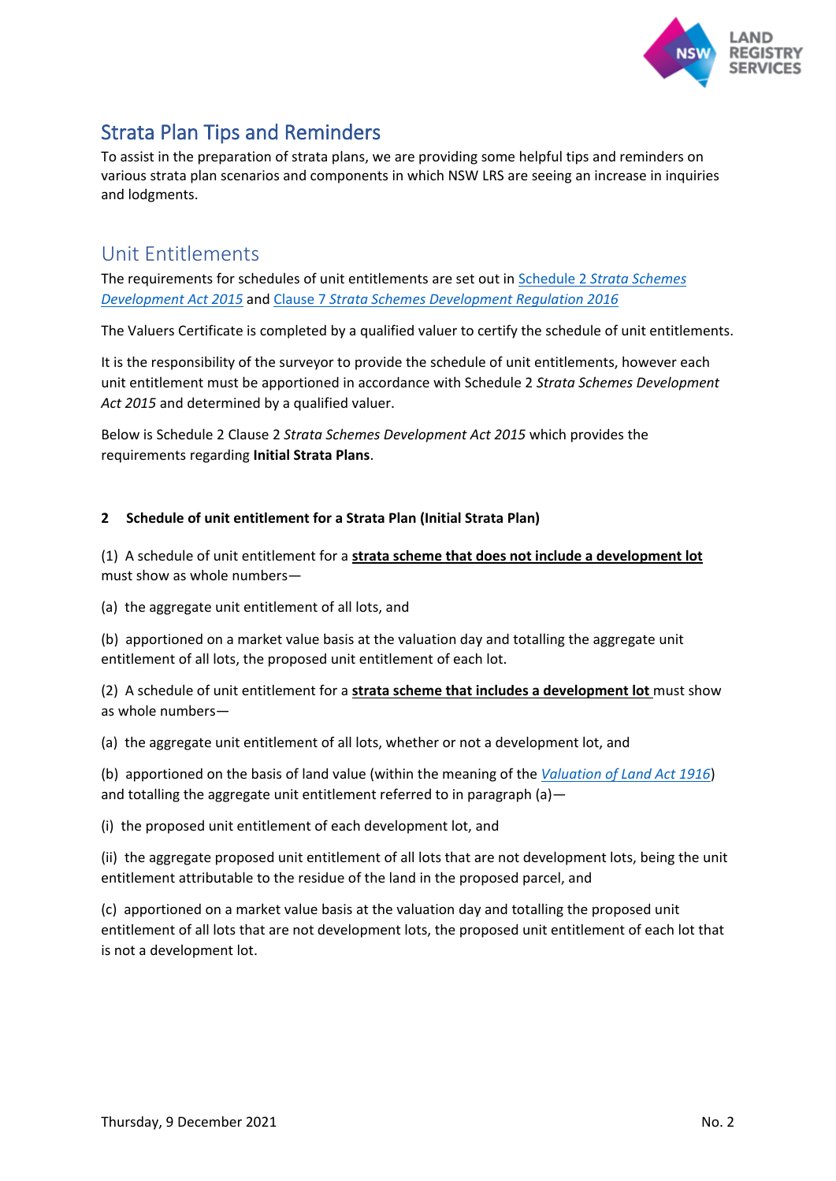# Strata Plan Tips and Reminders

To assist in the preparation of strata plans, we are providing some helpful tips and reminders on various strata plan scenarios and components in which NSW LRS are seeing an increase in inquiries and lodgments.

## Unit Entitlements

The requirements for schedules of unit entitlements are set out in Schedule 2 *Strata Schemes Development Act 2015* and Clause 7 *Strata Schemes Development Regulation 2016*

The Valuers Certificate is completed by a qualified valuer to certify the schedule of unit entitlements.

It is the responsibility of the surveyor to provide the schedule of unit entitlements, however each unit entitlement must be apportioned in accordance with Schedule 2 *Strata Schemes Development Act 2015* and determined by a qualified valuer.

Below is Schedule 2 Clause 2 *Strata Schemes Development Act 2015* which provides the requirements regarding **Initial Strata Plans**.

**2 Schedule of unit entitlement for a Strata Plan (Initial Strata Plan)**

(1) A schedule of unit entitlement for a **strata scheme that does not include a development lot** must show as whole numbers—

(a) the aggregate unit entitlement of all lots, and

(b) apportioned on a market value basis at the valuation day and totalling the aggregate unit entitlement of all lots, the proposed unit entitlement of each lot.

(2) A schedule of unit entitlement for a **strata scheme that includes a development lot** must show as whole numbers—

(a) the aggregate unit entitlement of all lots, whether or not a development lot, and

(b) apportioned on the basis of land value (within the meaning of the *Valuation of Land Act 1916*) and totalling the aggregate unit entitlement referred to in paragraph (a)—

(i) the proposed unit entitlement of each development lot, and

(ii) the aggregate proposed unit entitlement of all lots that are not development lots, being the unit entitlement attributable to the residue of the land in the proposed parcel, and

(c) apportioned on a market value basis at the valuation day and totalling the proposed unit entitlement of all lots that are not development lots, the proposed unit entitlement of each lot that is not a development lot.

Thursday, 9 December 2021 No. 2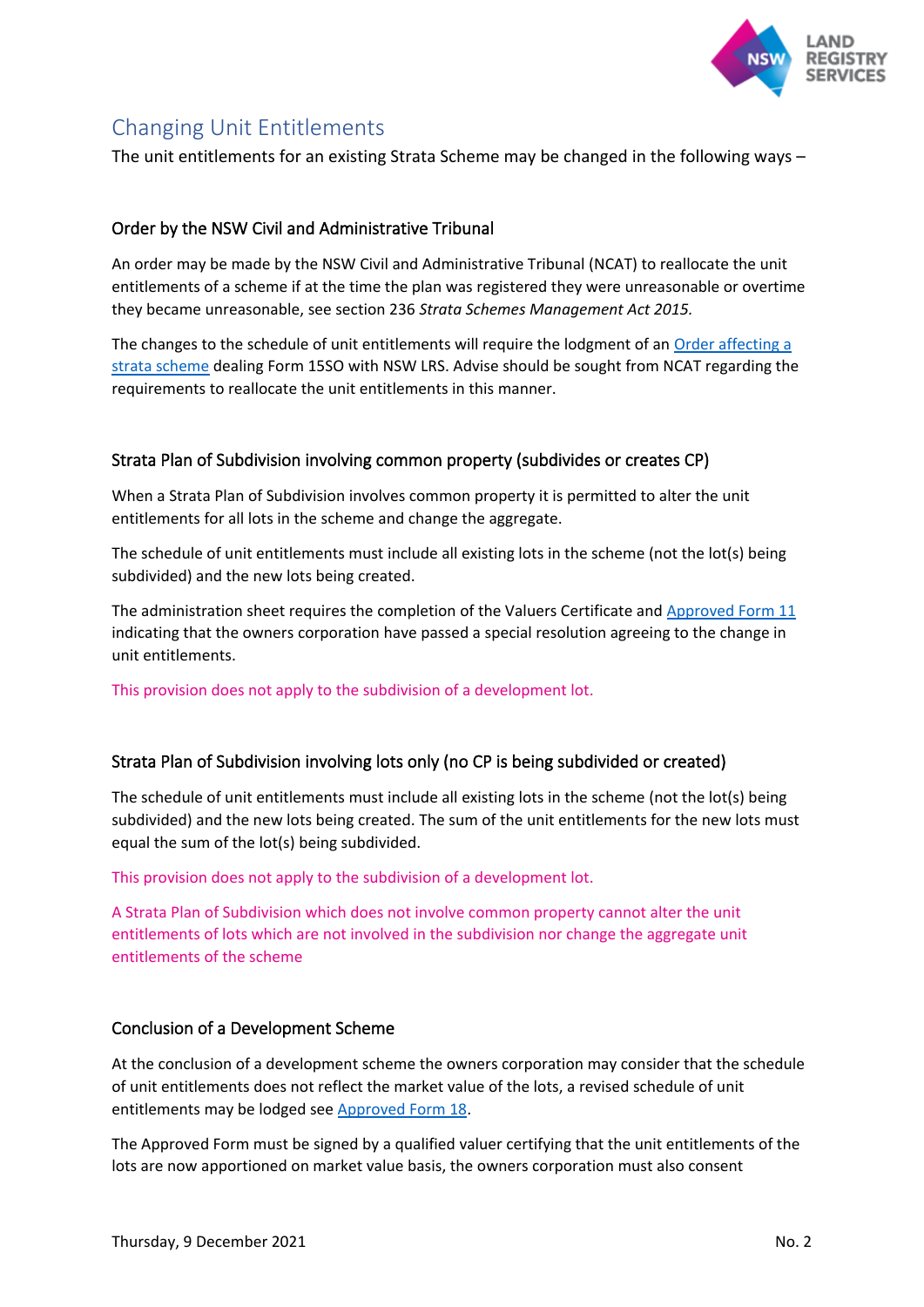## Changing Unit Entitlements

The unit entitlements for an existing Strata Scheme may be changed in the following ways –

### Order by the NSW Civil and Administrative Tribunal

An order may be made by the NSW Civil and Administrative Tribunal (NCAT) to reallocate the unit entitlements of a scheme if at the time the plan was registered they were unreasonable or overtime they became unreasonable, see section 236 *Strata Schemes Management Act 2015.*

The changes to the schedule of unit entitlements will require the lodgment of an [Order affecting a strata scheme] dealing Form 15SO with NSW LRS. Advise should be sought from NCAT regarding the requirements to reallocate the unit entitlements in this manner.

### Strata Plan of Subdivision involving common property (subdivides or creates CP)

When a Strata Plan of Subdivision involves common property it is permitted to alter the unit entitlements for all lots in the scheme and change the aggregate.

The schedule of unit entitlements must include all existing lots in the scheme (not the lot(s) being subdivided) and the new lots being created.

The administration sheet requires the completion of the Valuers Certificate and [Approved Form 11] indicating that the owners corporation have passed a special resolution agreeing to the change in unit entitlements.

This provision does not apply to the subdivision of a development lot.

### Strata Plan of Subdivision involving lots only (no CP is being subdivided or created)

The schedule of unit entitlements must include all existing lots in the scheme (not the lot(s) being subdivided) and the new lots being created. The sum of the unit entitlements for the new lots must equal the sum of the lot(s) being subdivided.

This provision does not apply to the subdivision of a development lot.

A Strata Plan of Subdivision which does not involve common property cannot alter the unit entitlements of lots which are not involved in the subdivision nor change the aggregate unit entitlements of the scheme

### Conclusion of a Development Scheme

At the conclusion of a development scheme the owners corporation may consider that the schedule of unit entitlements does not reflect the market value of the lots, a revised schedule of unit entitlements may be lodged see [Approved Form 18].

The Approved Form must be signed by a qualified valuer certifying that the unit entitlements of the lots are now apportioned on market value basis, the owners corporation must also consent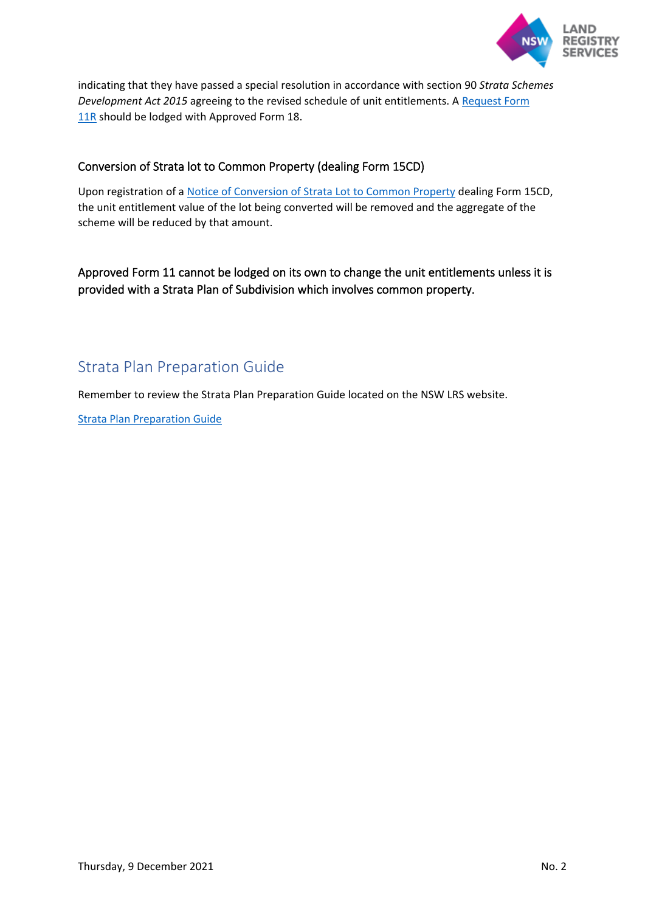indicating that they have passed a special resolution in accordance with section 90 *Strata Schemes Development Act 2015* agreeing to the revised schedule of unit entitlements. A [Request Form 11R] should be lodged with Approved Form 18.

### Conversion of Strata lot to Common Property (dealing Form 15CD)

Upon registration of a [Notice of Conversion of Strata Lot to Common Property] dealing Form 15CD, the unit entitlement value of the lot being converted will be removed and the aggregate of the scheme will be reduced by that amount.

Approved Form 11 cannot be lodged on its own to change the unit entitlements unless it is provided with a Strata Plan of Subdivision which involves common property.

## Strata Plan Preparation Guide

Remember to review the Strata Plan Preparation Guide located on the NSW LRS website.

[Strata Plan Preparation Guide]

Thursday, 9 December 2021